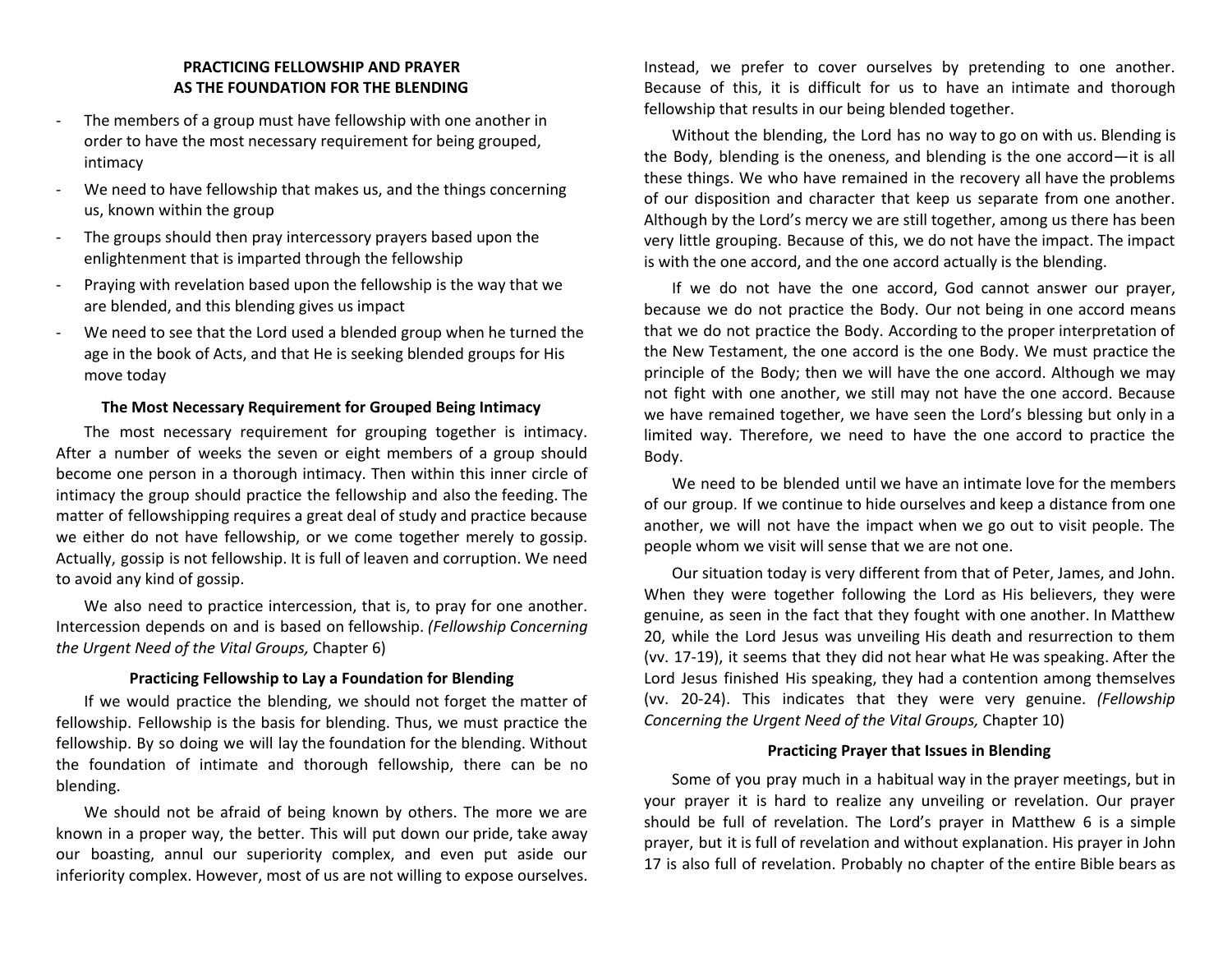**PRACTICING FELLOWSHIP AND PRAYER AS THE FOUNDATION FOR THE BLENDING**

- The members of a group must have fellowship with one another in order to have the most necessary requirement for being grouped, intimacy
- We need to have fellowship that makes us, and the things concerning us, known within the group
- The groups should then pray intercessory prayers based upon the enlightenment that is imparted through the fellowship
- Praying with revelation based upon the fellowship is the way that we are blended, and this blending gives us impact
- We need to see that the Lord used a blended group when he turned the age in the book of Acts, and that He is seeking blended groups for His move today

**The Most Necessary Requirement for Grouped Being Intimacy**

The most necessary requirement for grouping together is intimacy. After a number of weeks the seven or eight members of a group should become one person in a thorough intimacy. Then within this inner circle of intimacy the group should practice the fellowship and also the feeding. The matter of fellowshipping requires a great deal of study and practice because we either do not have fellowship, or we come together merely to gossip. Actually, gossip is not fellowship. It is full of leaven and corruption. We need to avoid any kind of gossip.

We also need to practice intercession, that is, to pray for one another. Intercession depends on and is based on fellowship. *(Fellowship Concerning the Urgent Need of the Vital Groups,* Chapter 6)

**Practicing Fellowship to Lay a Foundation for Blending**

If we would practice the blending, we should not forget the matter of fellowship. Fellowship is the basis for blending. Thus, we must practice the fellowship. By so doing we will lay the foundation for the blending. Without the foundation of intimate and thorough fellowship, there can be no blending.

We should not be afraid of being known by others. The more we are known in a proper way, the better. This will put down our pride, take away our boasting, annul our superiority complex, and even put aside our inferiority complex. However, most of us are not willing to expose ourselves. Instead, we prefer to cover ourselves by pretending to one another. Because of this, it is difficult for us to have an intimate and thorough fellowship that results in our being blended together.

Without the blending, the Lord has no way to go on with us. Blending is the Body, blending is the oneness, and blending is the one accord—it is all these things. We who have remained in the recovery all have the problems of our disposition and character that keep us separate from one another. Although by the Lord's mercy we are still together, among us there has been very little grouping. Because of this, we do not have the impact. The impact is with the one accord, and the one accord actually is the blending.

If we do not have the one accord, God cannot answer our prayer, because we do not practice the Body. Our not being in one accord means that we do not practice the Body. According to the proper interpretation of the New Testament, the one accord is the one Body. We must practice the principle of the Body; then we will have the one accord. Although we may not fight with one another, we still may not have the one accord. Because we have remained together, we have seen the Lord's blessing but only in a limited way. Therefore, we need to have the one accord to practice the Body.

We need to be blended until we have an intimate love for the members of our group. If we continue to hide ourselves and keep a distance from one another, we will not have the impact when we go out to visit people. The people whom we visit will sense that we are not one.

Our situation today is very different from that of Peter, James, and John. When they were together following the Lord as His believers, they were genuine, as seen in the fact that they fought with one another. In Matthew 20, while the Lord Jesus was unveiling His death and resurrection to them (vv. 17-19), it seems that they did not hear what He was speaking. After the Lord Jesus finished His speaking, they had a contention among themselves (vv. 20-24). This indicates that they were very genuine. *(Fellowship Concerning the Urgent Need of the Vital Groups,* Chapter 10)

**Practicing Prayer that Issues in Blending**

Some of you pray much in a habitual way in the prayer meetings, but in your prayer it is hard to realize any unveiling or revelation. Our prayer should be full of revelation. The Lord's prayer in Matthew 6 is a simple prayer, but it is full of revelation and without explanation. His prayer in John 17 is also full of revelation. Probably no chapter of the entire Bible bears as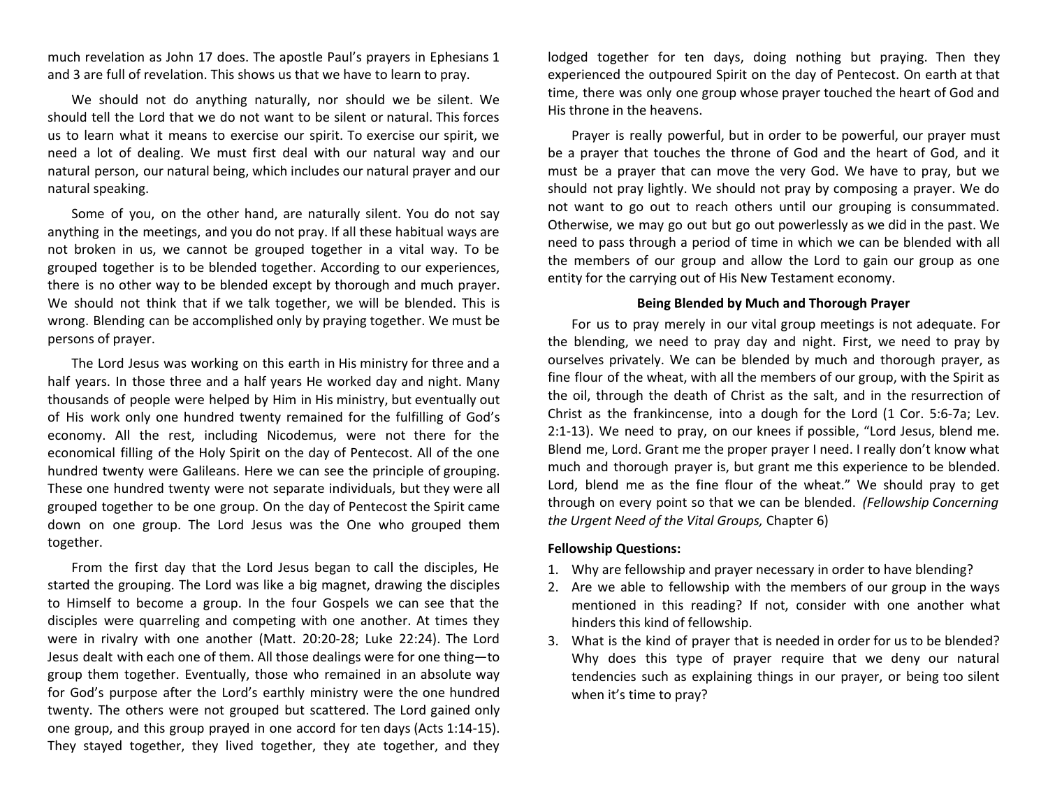much revelation as John 17 does. The apostle Paul's prayers in Ephesians 1 and 3 are full of revelation. This shows us that we have to learn to pray.

We should not do anything naturally, nor should we be silent. We should tell the Lord that we do not want to be silent or natural. This forces us to learn what it means to exercise our spirit. To exercise our spirit, we need a lot of dealing. We must first deal with our natural way and our natural person, our natural being, which includes our natural prayer and our natural speaking.

Some of you, on the other hand, are naturally silent. You do not say anything in the meetings, and you do not pray. If all these habitual ways are not broken in us, we cannot be grouped together in a vital way. To be grouped together is to be blended together. According to our experiences, there is no other way to be blended except by thorough and much prayer. We should not think that if we talk together, we will be blended. This is wrong. Blending can be accomplished only by praying together. We must be persons of prayer.

The Lord Jesus was working on this earth in His ministry for three and a half years. In those three and a half years He worked day and night. Many thousands of people were helped by Him in His ministry, but eventually out of His work only one hundred twenty remained for the fulfilling of God's economy. All the rest, including Nicodemus, were not there for the economical filling of the Holy Spirit on the day of Pentecost. All of the one hundred twenty were Galileans. Here we can see the principle of grouping. These one hundred twenty were not separate individuals, but they were all grouped together to be one group. On the day of Pentecost the Spirit came down on one group. The Lord Jesus was the One who grouped them together.

From the first day that the Lord Jesus began to call the disciples, He started the grouping. The Lord was like a big magnet, drawing the disciples to Himself to become a group. In the four Gospels we can see that the disciples were quarreling and competing with one another. At times they were in rivalry with one another (Matt. 20:20-28; Luke 22:24). The Lord Jesus dealt with each one of them. All those dealings were for one thing—to group them together. Eventually, those who remained in an absolute way for God's purpose after the Lord's earthly ministry were the one hundred twenty. The others were not grouped but scattered. The Lord gained only one group, and this group prayed in one accord for ten days (Acts 1:14-15). They stayed together, they lived together, they ate together, and they lodged together for ten days, doing nothing but praying. Then they experienced the outpoured Spirit on the day of Pentecost. On earth at that time, there was only one group whose prayer touched the heart of God and His throne in the heavens.

Prayer is really powerful, but in order to be powerful, our prayer must be a prayer that touches the throne of God and the heart of God, and it must be a prayer that can move the very God. We have to pray, but we should not pray lightly. We should not pray by composing a prayer. We do not want to go out to reach others until our grouping is consummated. Otherwise, we may go out but go out powerlessly as we did in the past. We need to pass through a period of time in which we can be blended with all the members of our group and allow the Lord to gain our group as one entity for the carrying out of His New Testament economy.

**Being Blended by Much and Thorough Prayer**

For us to pray merely in our vital group meetings is not adequate. For the blending, we need to pray day and night. First, we need to pray by ourselves privately. We can be blended by much and thorough prayer, as fine flour of the wheat, with all the members of our group, with the Spirit as the oil, through the death of Christ as the salt, and in the resurrection of Christ as the frankincense, into a dough for the Lord (1 Cor. 5:6-7a; Lev. 2:1-13). We need to pray, on our knees if possible, "Lord Jesus, blend me. Blend me, Lord. Grant me the proper prayer I need. I really don't know what much and thorough prayer is, but grant me this experience to be blended. Lord, blend me as the fine flour of the wheat." We should pray to get through on every point so that we can be blended. *(Fellowship Concerning the Urgent Need of the Vital Groups,* Chapter 6)

**Fellowship Questions:**

1. Why are fellowship and prayer necessary in order to have blending?
2. Are we able to fellowship with the members of our group in the ways mentioned in this reading? If not, consider with one another what hinders this kind of fellowship.
3. What is the kind of prayer that is needed in order for us to be blended? Why does this type of prayer require that we deny our natural tendencies such as explaining things in our prayer, or being too silent when it's time to pray?